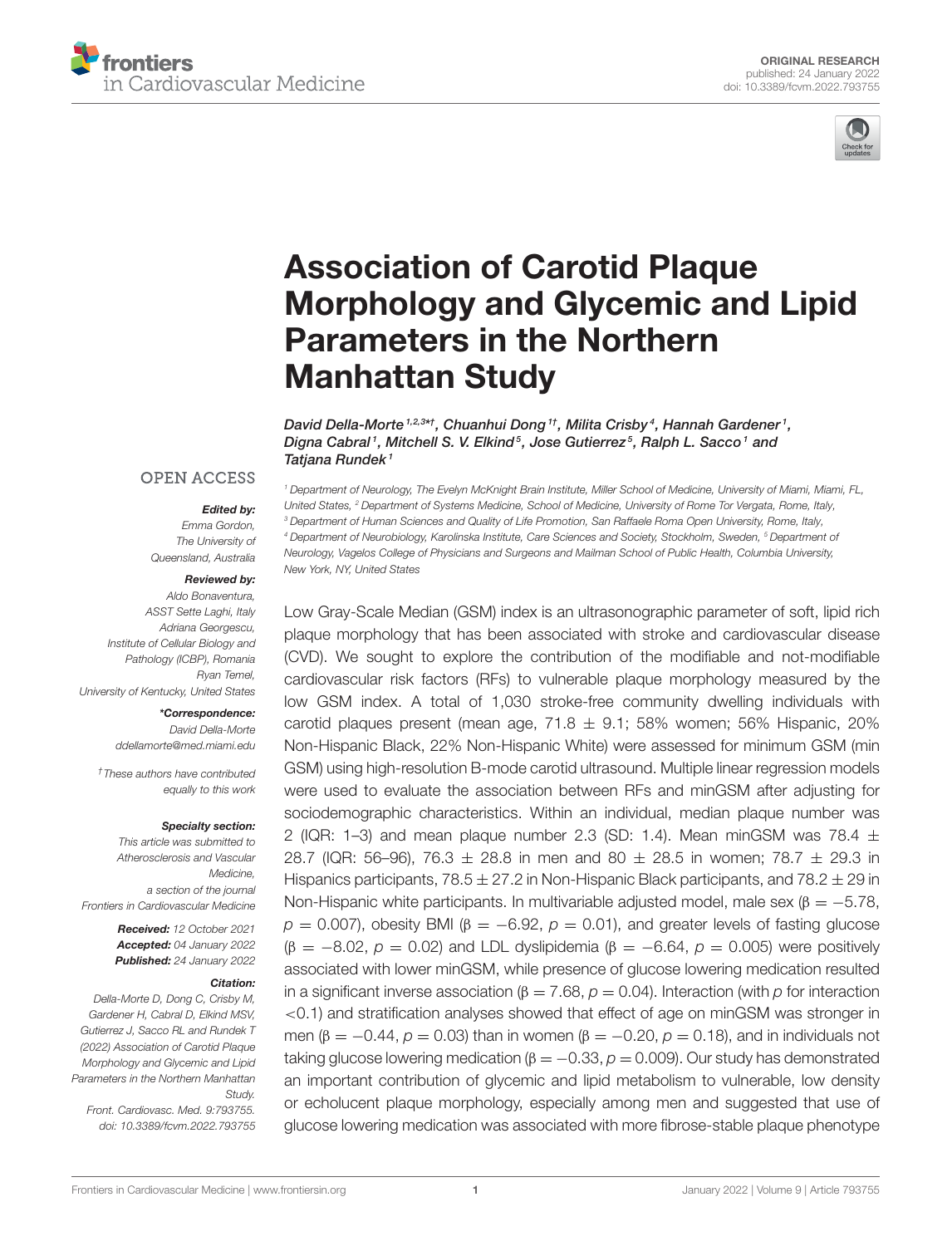ORIGINAL RESEARCH
published: 24 January 2022
doi: 10.3389/fcvm.2022.793755

# Association of Carotid Plaque Morphology and Glycemic and Lipid Parameters in the Northern Manhattan Study

*David Della-Morte[1,2,3*†], Chuanhui Dong[1†], Milita Crisby[4], Hannah Gardener[1], Digna Cabral[1], Mitchell S. V. Elkind[5], Jose Gutierrez[5], Ralph L. Sacco[1] and Tatjana Rundek[1]*

[1] Department of Neurology, The Evelyn McKnight Brain Institute, Miller School of Medicine, University of Miami, Miami, FL, United States, [2] Department of Systems Medicine, School of Medicine, University of Rome Tor Vergata, Rome, Italy, [3] Department of Human Sciences and Quality of Life Promotion, San Raffaele Roma Open University, Rome, Italy, [4] Department of Neurobiology, Karolinska Institute, Care Sciences and Society, Stockholm, Sweden, [5] Department of Neurology, Vagelos College of Physicians and Surgeons and Mailman School of Public Health, Columbia University, New York, NY, United States

OPEN ACCESS

***Edited by:***
Emma Gordon,
The University of Queensland, Australia

***Reviewed by:***
Aldo Bonaventura,
ASST Sette Laghi, Italy
Adriana Georgescu,
Institute of Cellular Biology and Pathology (ICBP), Romania
Ryan Temel,
University of Kentucky, United States

***\*Correspondence:***
David Della-Morte
ddellamorte@med.miami.edu

† These authors have contributed equally to this work

***Specialty section:***
This article was submitted to Atherosclerosis and Vascular Medicine, a section of the journal Frontiers in Cardiovascular Medicine

***Received:*** 12 October 2021
***Accepted:*** 04 January 2022
***Published:*** 24 January 2022

***Citation:***
Della-Morte D, Dong C, Crisby M, Gardener H, Cabral D, Elkind MSV, Gutierrez J, Sacco RL and Rundek T (2022) Association of Carotid Plaque Morphology and Glycemic and Lipid Parameters in the Northern Manhattan Study. Front. Cardiovasc. Med. 9:793755. doi: 10.3389/fcvm.2022.793755

Low Gray-Scale Median (GSM) index is an ultrasonographic parameter of soft, lipid rich plaque morphology that has been associated with stroke and cardiovascular disease (CVD). We sought to explore the contribution of the modifiable and not-modifiable cardiovascular risk factors (RFs) to vulnerable plaque morphology measured by the low GSM index. A total of 1,030 stroke-free community dwelling individuals with carotid plaques present (mean age, 71.8 ± 9.1; 58% women; 56% Hispanic, 20% Non-Hispanic Black, 22% Non-Hispanic White) were assessed for minimum GSM (min GSM) using high-resolution B-mode carotid ultrasound. Multiple linear regression models were used to evaluate the association between RFs and minGSM after adjusting for sociodemographic characteristics. Within an individual, median plaque number was 2 (IQR: 1–3) and mean plaque number 2.3 (SD: 1.4). Mean minGSM was 78.4 ± 28.7 (IQR: 56–96), 76.3 ± 28.8 in men and 80 ± 28.5 in women; 78.7 ± 29.3 in Hispanics participants, 78.5 ± 27.2 in Non-Hispanic Black participants, and 78.2 ± 29 in Non-Hispanic white participants. In multivariable adjusted model, male sex ($\beta = -5.78$, $p = 0.007$), obesity BMI ($\beta = -6.92$, $p = 0.01$), and greater levels of fasting glucose ($\beta = -8.02$, $p = 0.02$) and LDL dyslipidemia ($\beta = -6.64$, $p = 0.005$) were positively associated with lower minGSM, while presence of glucose lowering medication resulted in a significant inverse association ($\beta = 7.68$, $p = 0.04$). Interaction (with $p$ for interaction $<0.1$) and stratification analyses showed that effect of age on minGSM was stronger in men ($\beta = -0.44$, $p = 0.03$) than in women ($\beta = -0.20$, $p = 0.18$), and in individuals not taking glucose lowering medication ($\beta = -0.33$, $p = 0.009$). Our study has demonstrated an important contribution of glycemic and lipid metabolism to vulnerable, low density or echolucent plaque morphology, especially among men and suggested that use of glucose lowering medication was associated with more fibrose-stable plaque phenotype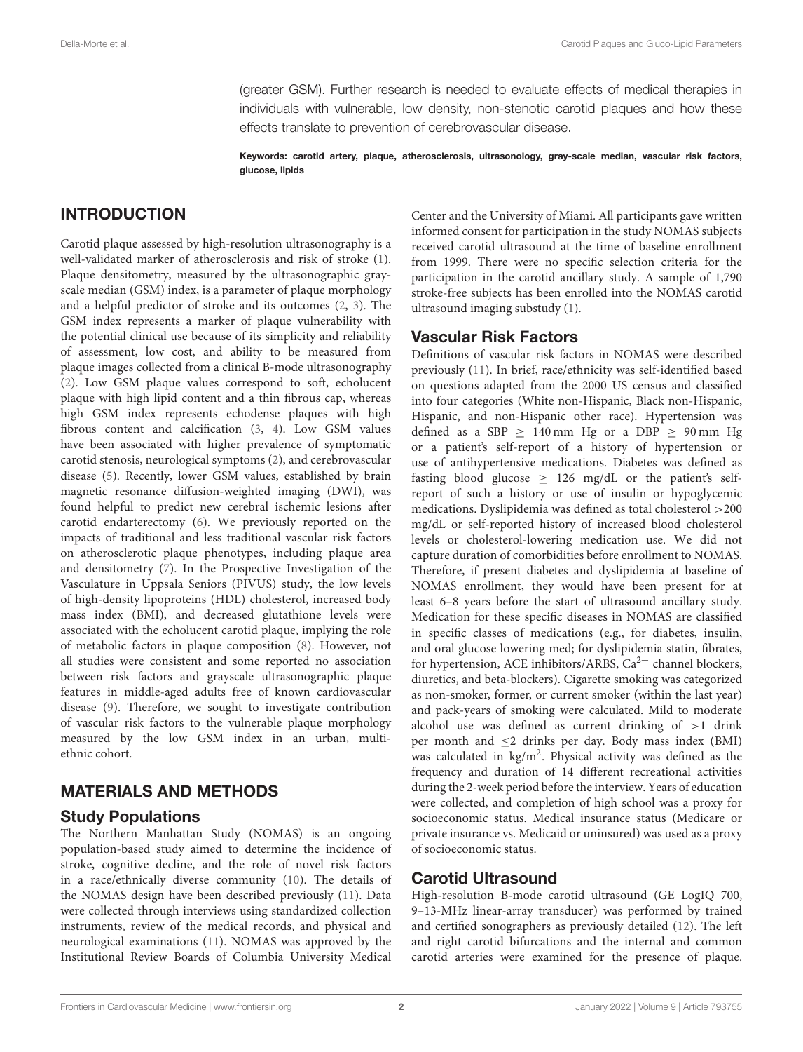(greater GSM). Further research is needed to evaluate effects of medical therapies in individuals with vulnerable, low density, non-stenotic carotid plaques and how these effects translate to prevention of cerebrovascular disease.

**Keywords: carotid artery, plaque, atherosclerosis, ultrasonology, gray-scale median, vascular risk factors, glucose, lipids**

## INTRODUCTION

Carotid plaque assessed by high-resolution ultrasonography is a well-validated marker of atherosclerosis and risk of stroke (1). Plaque densitometry, measured by the ultrasonographic gray-scale median (GSM) index, is a parameter of plaque morphology and a helpful predictor of stroke and its outcomes (2, 3). The GSM index represents a marker of plaque vulnerability with the potential clinical use because of its simplicity and reliability of assessment, low cost, and ability to be measured from plaque images collected from a clinical B-mode ultrasonography (2). Low GSM plaque values correspond to soft, echolucent plaque with high lipid content and a thin fibrous cap, whereas high GSM index represents echodense plaques with high fibrous content and calcification (3, 4). Low GSM values have been associated with higher prevalence of symptomatic carotid stenosis, neurological symptoms (2), and cerebrovascular disease (5). Recently, lower GSM values, established by brain magnetic resonance diffusion-weighted imaging (DWI), was found helpful to predict new cerebral ischemic lesions after carotid endarterectomy (6). We previously reported on the impacts of traditional and less traditional vascular risk factors on atherosclerotic plaque phenotypes, including plaque area and densitometry (7). In the Prospective Investigation of the Vasculature in Uppsala Seniors (PIVUS) study, the low levels of high-density lipoproteins (HDL) cholesterol, increased body mass index (BMI), and decreased glutathione levels were associated with the echolucent carotid plaque, implying the role of metabolic factors in plaque composition (8). However, not all studies were consistent and some reported no association between risk factors and grayscale ultrasonographic plaque features in middle-aged adults free of known cardiovascular disease (9). Therefore, we sought to investigate contribution of vascular risk factors to the vulnerable plaque morphology measured by the low GSM index in an urban, multi-ethnic cohort.

## MATERIALS AND METHODS

### Study Populations

The Northern Manhattan Study (NOMAS) is an ongoing population-based study aimed to determine the incidence of stroke, cognitive decline, and the role of novel risk factors in a race/ethnically diverse community (10). The details of the NOMAS design have been described previously (11). Data were collected through interviews using standardized collection instruments, review of the medical records, and physical and neurological examinations (11). NOMAS was approved by the Institutional Review Boards of Columbia University Medical Center and the University of Miami. All participants gave written informed consent for participation in the study NOMAS subjects received carotid ultrasound at the time of baseline enrollment from 1999. There were no specific selection criteria for the participation in the carotid ancillary study. A sample of 1,790 stroke-free subjects has been enrolled into the NOMAS carotid ultrasound imaging substudy (1).

### Vascular Risk Factors

Definitions of vascular risk factors in NOMAS were described previously (11). In brief, race/ethnicity was self-identified based on questions adapted from the 2000 US census and classified into four categories (White non-Hispanic, Black non-Hispanic, Hispanic, and non-Hispanic other race). Hypertension was defined as a SBP $\geq$ 140 mm Hg or a DBP $\geq$ 90 mm Hg or a patient's self-report of a history of hypertension or use of antihypertensive medications. Diabetes was defined as fasting blood glucose $\geq$ 126 mg/dL or the patient's self-report of such a history or use of insulin or hypoglycemic medications. Dyslipidemia was defined as total cholesterol >200 mg/dL or self-reported history of increased blood cholesterol levels or cholesterol-lowering medication use. We did not capture duration of comorbidities before enrollment to NOMAS. Therefore, if present diabetes and dyslipidemia at baseline of NOMAS enrollment, they would have been present for at least 6–8 years before the start of ultrasound ancillary study. Medication for these specific diseases in NOMAS are classified in specific classes of medications (e.g., for diabetes, insulin, and oral glucose lowering med; for dyslipidemia statin, fibrates, for hypertension, ACE inhibitors/ARBS, $Ca^{2+}$ channel blockers, diuretics, and beta-blockers). Cigarette smoking was categorized as non-smoker, former, or current smoker (within the last year) and pack-years of smoking were calculated. Mild to moderate alcohol use was defined as current drinking of >1 drink per month and $\leq$2 drinks per day. Body mass index (BMI) was calculated in kg/m$^2$. Physical activity was defined as the frequency and duration of 14 different recreational activities during the 2-week period before the interview. Years of education were collected, and completion of high school was a proxy for socioeconomic status. Medical insurance status (Medicare or private insurance vs. Medicaid or uninsured) was used as a proxy of socioeconomic status.

### Carotid Ultrasound

High-resolution B-mode carotid ultrasound (GE LogIQ 700, 9–13-MHz linear-array transducer) was performed by trained and certified sonographers as previously detailed (12). The left and right carotid bifurcations and the internal and common carotid arteries were examined for the presence of plaque.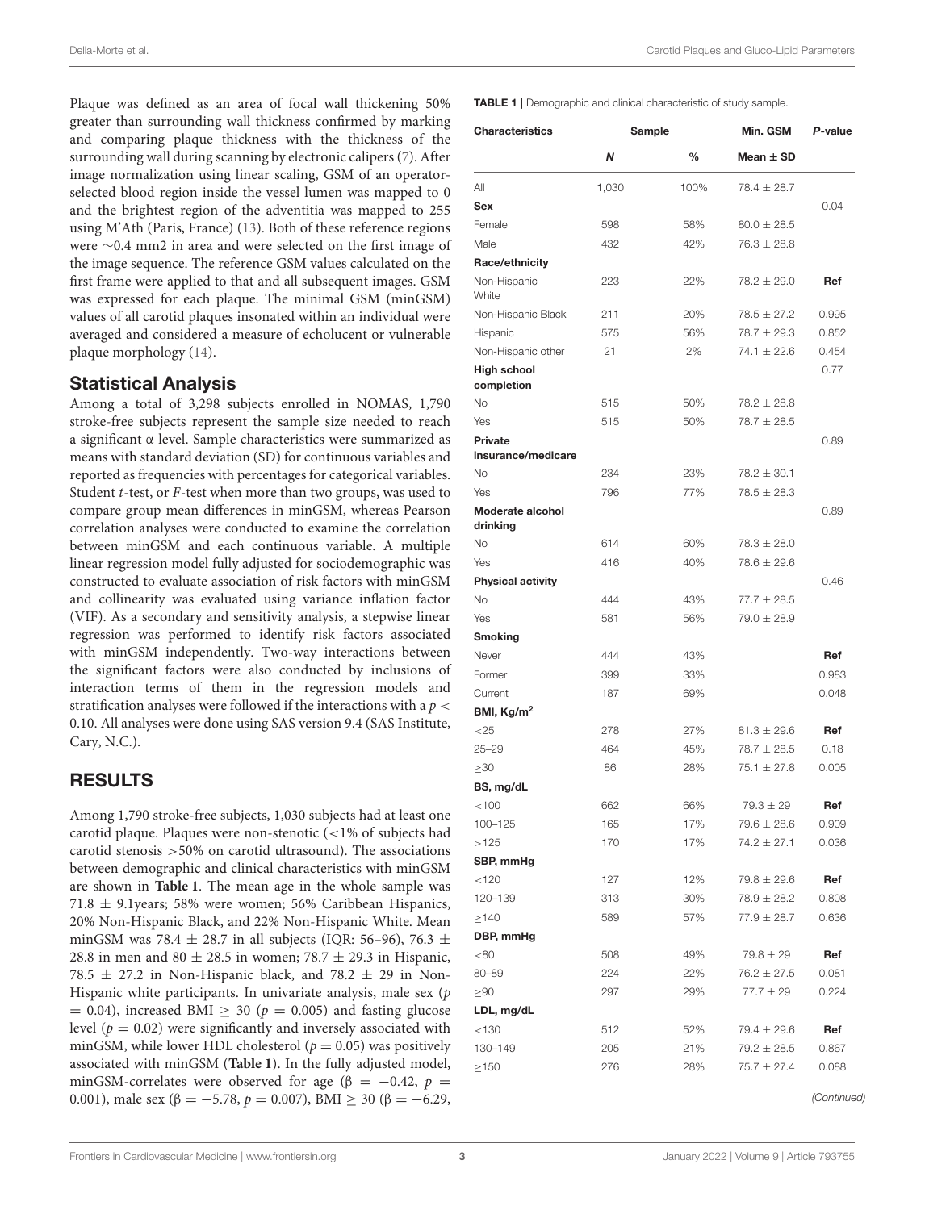Plaque was defined as an area of focal wall thickening 50% greater than surrounding wall thickness confirmed by marking and comparing plaque thickness with the thickness of the surrounding wall during scanning by electronic calipers (7). After image normalization using linear scaling, GSM of an operator-selected blood region inside the vessel lumen was mapped to 0 and the brightest region of the adventitia was mapped to 255 using M'Ath (Paris, France) (13). Both of these reference regions were ∼0.4 mm2 in area and were selected on the first image of the image sequence. The reference GSM values calculated on the first frame were applied to that and all subsequent images. GSM was expressed for each plaque. The minimal GSM (minGSM) values of all carotid plaques insonated within an individual were averaged and considered a measure of echolucent or vulnerable plaque morphology (14).

## Statistical Analysis

Among a total of 3,298 subjects enrolled in NOMAS, 1,790 stroke-free subjects represent the sample size needed to reach a significant $\alpha$ level. Sample characteristics were summarized as means with standard deviation (SD) for continuous variables and reported as frequencies with percentages for categorical variables. Student *t*-test, or *F*-test when more than two groups, was used to compare group mean differences in minGSM, whereas Pearson correlation analyses were conducted to examine the correlation between minGSM and each continuous variable. A multiple linear regression model fully adjusted for sociodemographic was constructed to evaluate association of risk factors with minGSM and collinearity was evaluated using variance inflation factor (VIF). As a secondary and sensitivity analysis, a stepwise linear regression was performed to identify risk factors associated with minGSM independently. Two-way interactions between the significant factors were also conducted by inclusions of interaction terms of them in the regression models and stratification analyses were followed if the interactions with a $p < 0.10$. All analyses were done using SAS version 9.4 (SAS Institute, Cary, N.C.).

## RESULTS

Among 1,790 stroke-free subjects, 1,030 subjects had at least one carotid plaque. Plaques were non-stenotic (<1% of subjects had carotid stenosis >50% on carotid ultrasound). The associations between demographic and clinical characteristics with minGSM are shown in **Table 1**. The mean age in the whole sample was 71.8 ± 9.1years; 58% were women; 56% Caribbean Hispanics, 20% Non-Hispanic Black, and 22% Non-Hispanic White. Mean minGSM was 78.4 ± 28.7 in all subjects (IQR: 56–96), 76.3 ± 28.8 in men and 80 ± 28.5 in women; 78.7 ± 29.3 in Hispanic, 78.5 ± 27.2 in Non-Hispanic black, and 78.2 ± 29 in Non-Hispanic white participants. In univariate analysis, male sex ($p = 0.04$), increased BMI ≥ 30 ($p = 0.005$) and fasting glucose level ($p = 0.02$) were significantly and inversely associated with minGSM, while lower HDL cholesterol ($p = 0.05$) was positively associated with minGSM (**Table 1**). In the fully adjusted model, minGSM-correlates were observed for age ($\beta = -0.42$, $p = 0.001$), male sex ($\beta = -5.78$, $p = 0.007$), BMI ≥ 30 ($\beta = -6.29$,

**TABLE 1** | Demographic and clinical characteristic of study sample.

| Characteristics | Sample | | Min. GSM | *P*-value |
|---|---|---|---|---|
| | ***N*** | **%** | **Mean ± SD** | |
| All | 1,030 | 100% | 78.4 ± 28.7 | |
| **Sex** | | | | 0.04 |
| Female | 598 | 58% | 80.0 ± 28.5 | |
| Male | 432 | 42% | 76.3 ± 28.8 | |
| **Race/ethnicity** | | | | |
| Non-Hispanic White | 223 | 22% | 78.2 ± 29.0 | **Ref** |
| Non-Hispanic Black | 211 | 20% | 78.5 ± 27.2 | 0.995 |
| Hispanic | 575 | 56% | 78.7 ± 29.3 | 0.852 |
| Non-Hispanic other | 21 | 2% | 74.1 ± 22.6 | 0.454 |
| **High school completion** | | | | 0.77 |
| No | 515 | 50% | 78.2 ± 28.8 | |
| Yes | 515 | 50% | 78.7 ± 28.5 | |
| **Private insurance/medicare** | | | | 0.89 |
| No | 234 | 23% | 78.2 ± 30.1 | |
| Yes | 796 | 77% | 78.5 ± 28.3 | |
| **Moderate alcohol drinking** | | | | 0.89 |
| No | 614 | 60% | 78.3 ± 28.0 | |
| Yes | 416 | 40% | 78.6 ± 29.6 | |
| **Physical activity** | | | | 0.46 |
| No | 444 | 43% | 77.7 ± 28.5 | |
| Yes | 581 | 56% | 79.0 ± 28.9 | |
| **Smoking** | | | | |
| Never | 444 | 43% | | **Ref** |
| Former | 399 | 33% | | 0.983 |
| Current | 187 | 69% | | 0.048 |
| **BMI, Kg/m$^2$** | | | | |
| <25 | 278 | 27% | 81.3 ± 29.6 | **Ref** |
| 25–29 | 464 | 45% | 78.7 ± 28.5 | 0.18 |
| ≥30 | 86 | 28% | 75.1 ± 27.8 | 0.005 |
| **BS, mg/dL** | | | | |
| <100 | 662 | 66% | 79.3 ± 29 | **Ref** |
| 100–125 | 165 | 17% | 79.6 ± 28.6 | 0.909 |
| >125 | 170 | 17% | 74.2 ± 27.1 | 0.036 |
| **SBP, mmHg** | | | | |
| <120 | 127 | 12% | 79.8 ± 29.6 | **Ref** |
| 120–139 | 313 | 30% | 78.9 ± 28.2 | 0.808 |
| ≥140 | 589 | 57% | 77.9 ± 28.7 | 0.636 |
| **DBP, mmHg** | | | | |
| <80 | 508 | 49% | 79.8 ± 29 | **Ref** |
| 80–89 | 224 | 22% | 76.2 ± 27.5 | 0.081 |
| ≥90 | 297 | 29% | 77.7 ± 29 | 0.224 |
| **LDL, mg/dL** | | | | |
| <130 | 512 | 52% | 79.4 ± 29.6 | **Ref** |
| 130–149 | 205 | 21% | 79.2 ± 28.5 | 0.867 |
| ≥150 | 276 | 28% | 75.7 ± 27.4 | 0.088 |

*(Continued)*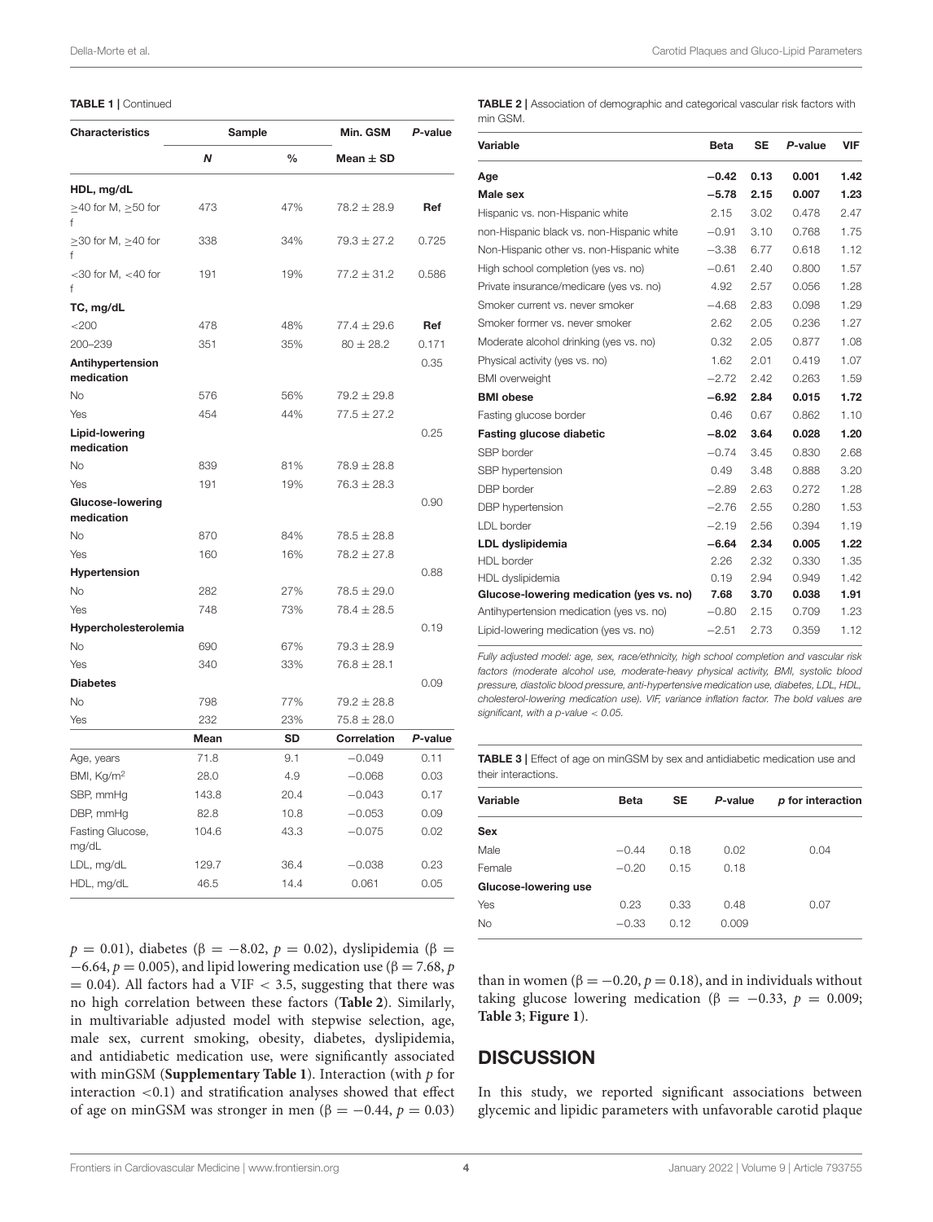**TABLE 1 |** Continued

| Characteristics | Sample | | Min. GSM | P-value |
|---|---|---|---|---|
| | N | % | Mean ± SD | |
| **HDL, mg/dL** | | | | |
| ≥40 for M, ≥50 for f | 473 | 47% | 78.2 ± 28.9 | **Ref** |
| ≥30 for M, ≥40 for f | 338 | 34% | 79.3 ± 27.2 | 0.725 |
| <30 for M, <40 for f | 191 | 19% | 77.2 ± 31.2 | 0.586 |
| **TC, mg/dL** | | | | |
| <200 | 478 | 48% | 77.4 ± 29.6 | **Ref** |
| 200–239 | 351 | 35% | 80 ± 28.2 | 0.171 |
| **Antihypertension medication** | | | | 0.35 |
| No | 576 | 56% | 79.2 ± 29.8 | |
| Yes | 454 | 44% | 77.5 ± 27.2 | |
| **Lipid-lowering medication** | | | | 0.25 |
| No | 839 | 81% | 78.9 ± 28.8 | |
| Yes | 191 | 19% | 76.3 ± 28.3 | |
| **Glucose-lowering medication** | | | | 0.90 |
| No | 870 | 84% | 78.5 ± 28.8 | |
| Yes | 160 | 16% | 78.2 ± 27.8 | |
| **Hypertension** | | | | 0.88 |
| No | 282 | 27% | 78.5 ± 29.0 | |
| Yes | 748 | 73% | 78.4 ± 28.5 | |
| **Hypercholesterolemia** | | | | 0.19 |
| No | 690 | 67% | 79.3 ± 28.9 | |
| Yes | 340 | 33% | 76.8 ± 28.1 | |
| **Diabetes** | | | | 0.09 |
| No | 798 | 77% | 79.2 ± 28.8 | |
| Yes | 232 | 23% | 75.8 ± 28.0 | |
| | **Mean** | **SD** | **Correlation** | **P-value** |
| Age, years | 71.8 | 9.1 | −0.049 | 0.11 |
| BMI, Kg/m$^2$ | 28.0 | 4.9 | −0.068 | 0.03 |
| SBP, mmHg | 143.8 | 20.4 | −0.043 | 0.17 |
| DBP, mmHg | 82.8 | 10.8 | −0.053 | 0.09 |
| Fasting Glucose, mg/dL | 104.6 | 43.3 | −0.075 | 0.02 |
| LDL, mg/dL | 129.7 | 36.4 | −0.038 | 0.23 |
| HDL, mg/dL | 46.5 | 14.4 | 0.061 | 0.05 |

$p = 0.01$), diabetes ($\beta = -8.02$, $p = 0.02$), dyslipidemia ($\beta = -6.64$, $p = 0.005$), and lipid lowering medication use ($\beta = 7.68$, $p = 0.04$). All factors had a VIF < 3.5, suggesting that there was no high correlation between these factors (**Table 2**). Similarly, in multivariable adjusted model with stepwise selection, age, male sex, current smoking, obesity, diabetes, dyslipidemia, and antidiabetic medication use, were significantly associated with minGSM (**Supplementary Table 1**). Interaction (with $p$ for interaction <0.1) and stratification analyses showed that effect of age on minGSM was stronger in men ($\beta = -0.44$, $p = 0.03$) than in women ($\beta = -0.20$, $p = 0.18$), and in individuals without taking glucose lowering medication ($\beta = -0.33$, $p = 0.009$; **Table 3**; **Figure 1**).

**TABLE 2 |** Association of demographic and categorical vascular risk factors with min GSM.

| Variable | Beta | SE | P-value | VIF |
|---|---|---|---|---|
| **Age** | **−0.42** | **0.13** | **0.001** | **1.42** |
| **Male sex** | **−5.78** | **2.15** | **0.007** | **1.23** |
| Hispanic vs. non-Hispanic white | 2.15 | 3.02 | 0.478 | 2.47 |
| non-Hispanic black vs. non-Hispanic white | −0.91 | 3.10 | 0.768 | 1.75 |
| Non-Hispanic other vs. non-Hispanic white | −3.38 | 6.77 | 0.618 | 1.12 |
| High school completion (yes vs. no) | −0.61 | 2.40 | 0.800 | 1.57 |
| Private insurance/medicare (yes vs. no) | 4.92 | 2.57 | 0.056 | 1.28 |
| Smoker current vs. never smoker | −4.68 | 2.83 | 0.098 | 1.29 |
| Smoker former vs. never smoker | 2.62 | 2.05 | 0.236 | 1.27 |
| Moderate alcohol drinking (yes vs. no) | 0.32 | 2.05 | 0.877 | 1.08 |
| Physical activity (yes vs. no) | 1.62 | 2.01 | 0.419 | 1.07 |
| BMI overweight | −2.72 | 2.42 | 0.263 | 1.59 |
| **BMI obese** | **−6.92** | **2.84** | **0.015** | **1.72** |
| Fasting glucose border | 0.46 | 0.67 | 0.862 | 1.10 |
| **Fasting glucose diabetic** | **−8.02** | **3.64** | **0.028** | **1.20** |
| SBP border | −0.74 | 3.45 | 0.830 | 2.68 |
| SBP hypertension | 0.49 | 3.48 | 0.888 | 3.20 |
| DBP border | −2.89 | 2.63 | 0.272 | 1.28 |
| DBP hypertension | −2.76 | 2.55 | 0.280 | 1.53 |
| LDL border | −2.19 | 2.56 | 0.394 | 1.19 |
| **LDL dyslipidemia** | **−6.64** | **2.34** | **0.005** | **1.22** |
| HDL border | 2.26 | 2.32 | 0.330 | 1.35 |
| HDL dyslipidemia | 0.19 | 2.94 | 0.949 | 1.42 |
| **Glucose-lowering medication (yes vs. no)** | **7.68** | **3.70** | **0.038** | **1.91** |
| Antihypertension medication (yes vs. no) | −0.80 | 2.15 | 0.709 | 1.23 |
| Lipid-lowering medication (yes vs. no) | −2.51 | 2.73 | 0.359 | 1.12 |

*Fully adjusted model: age, sex, race/ethnicity, high school completion and vascular risk factors (moderate alcohol use, moderate-heavy physical activity, BMI, systolic blood pressure, diastolic blood pressure, anti-hypertensive medication use, diabetes, LDL, HDL, cholesterol-lowering medication use). VIF, variance inflation factor. The bold values are significant, with a p-value < 0.05.*

**TABLE 3 |** Effect of age on minGSM by sex and antidiabetic medication use and their interactions.

| Variable | Beta | SE | P-value | p for interaction |
|---|---|---|---|---|
| **Sex** | | | | |
| Male | −0.44 | 0.18 | 0.02 | 0.04 |
| Female | −0.20 | 0.15 | 0.18 | |
| **Glucose-lowering use** | | | | |
| Yes | 0.23 | 0.33 | 0.48 | 0.07 |
| No | −0.33 | 0.12 | 0.009 | |

## DISCUSSION

In this study, we reported significant associations between glycemic and lipidic parameters with unfavorable carotid plaque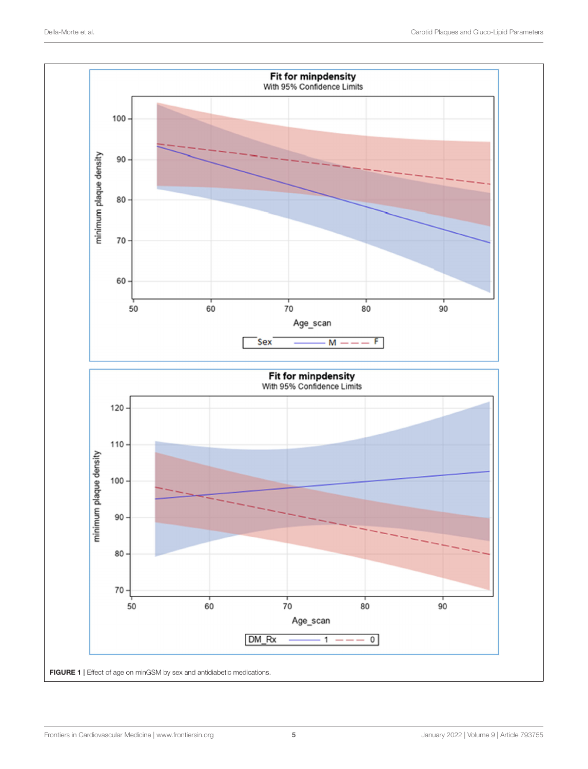**FIGURE 1 |** Effect of age on minGSM by sex and antidiabetic medications.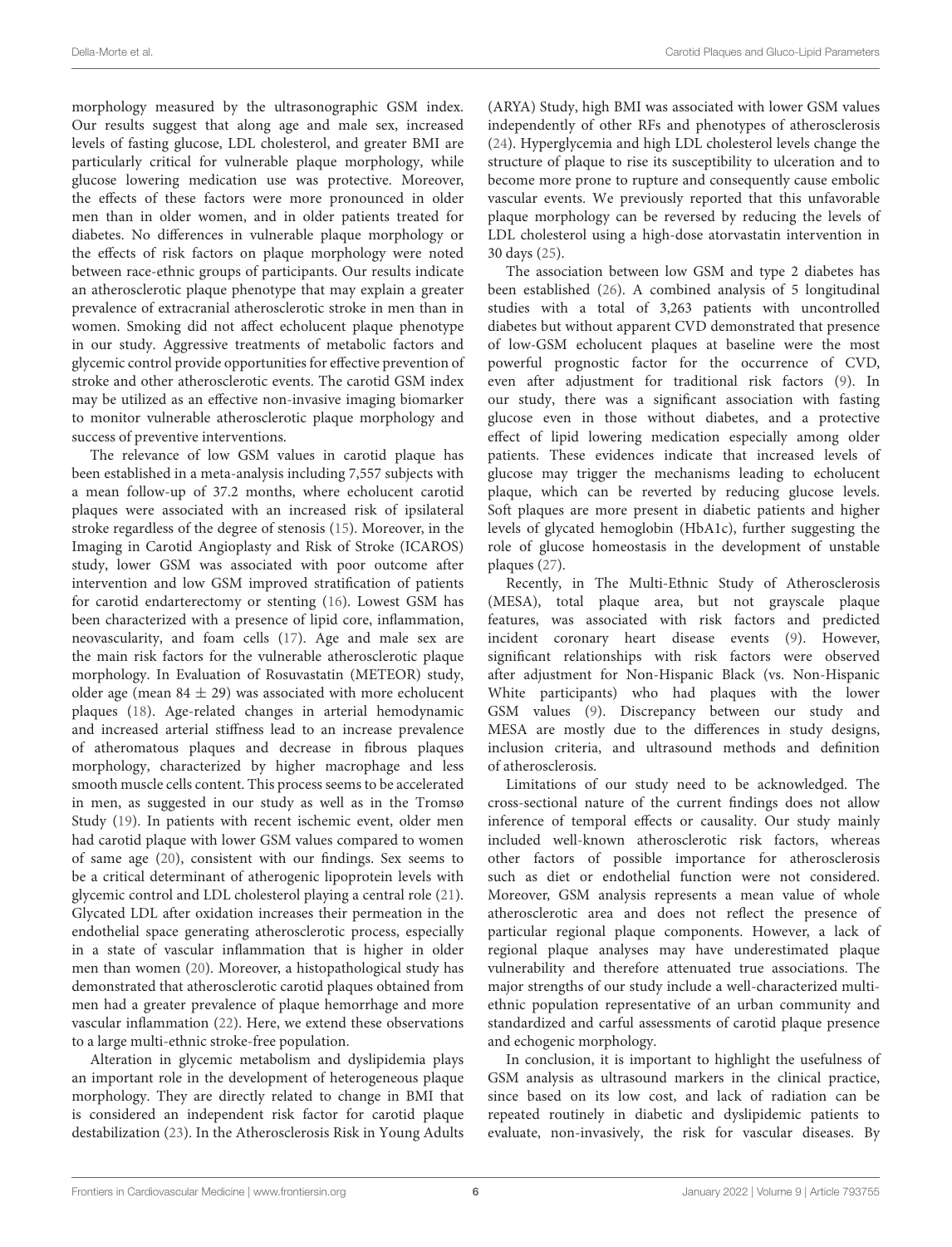morphology measured by the ultrasonographic GSM index. Our results suggest that along age and male sex, increased levels of fasting glucose, LDL cholesterol, and greater BMI are particularly critical for vulnerable plaque morphology, while glucose lowering medication use was protective. Moreover, the effects of these factors were more pronounced in older men than in older women, and in older patients treated for diabetes. No differences in vulnerable plaque morphology or the effects of risk factors on plaque morphology were noted between race-ethnic groups of participants. Our results indicate an atherosclerotic plaque phenotype that may explain a greater prevalence of extracranial atherosclerotic stroke in men than in women. Smoking did not affect echolucent plaque phenotype in our study. Aggressive treatments of metabolic factors and glycemic control provide opportunities for effective prevention of stroke and other atherosclerotic events. The carotid GSM index may be utilized as an effective non-invasive imaging biomarker to monitor vulnerable atherosclerotic plaque morphology and success of preventive interventions.

The relevance of low GSM values in carotid plaque has been established in a meta-analysis including 7,557 subjects with a mean follow-up of 37.2 months, where echolucent carotid plaques were associated with an increased risk of ipsilateral stroke regardless of the degree of stenosis (15). Moreover, in the Imaging in Carotid Angioplasty and Risk of Stroke (ICAROS) study, lower GSM was associated with poor outcome after intervention and low GSM improved stratification of patients for carotid endarterectomy or stenting (16). Lowest GSM has been characterized with a presence of lipid core, inflammation, neovascularity, and foam cells (17). Age and male sex are the main risk factors for the vulnerable atherosclerotic plaque morphology. In Evaluation of Rosuvastatin (METEOR) study, older age (mean 84 ± 29) was associated with more echolucent plaques (18). Age-related changes in arterial hemodynamic and increased arterial stiffness lead to an increase prevalence of atheromatous plaques and decrease in fibrous plaques morphology, characterized by higher macrophage and less smooth muscle cells content. This process seems to be accelerated in men, as suggested in our study as well as in the Tromsø Study (19). In patients with recent ischemic event, older men had carotid plaque with lower GSM values compared to women of same age (20), consistent with our findings. Sex seems to be a critical determinant of atherogenic lipoprotein levels with glycemic control and LDL cholesterol playing a central role (21). Glycated LDL after oxidation increases their permeation in the endothelial space generating atherosclerotic process, especially in a state of vascular inflammation that is higher in older men than women (20). Moreover, a histopathological study has demonstrated that atherosclerotic carotid plaques obtained from men had a greater prevalence of plaque hemorrhage and more vascular inflammation (22). Here, we extend these observations to a large multi-ethnic stroke-free population.

Alteration in glycemic metabolism and dyslipidemia plays an important role in the development of heterogeneous plaque morphology. They are directly related to change in BMI that is considered an independent risk factor for carotid plaque destabilization (23). In the Atherosclerosis Risk in Young Adults (ARYA) Study, high BMI was associated with lower GSM values independently of other RFs and phenotypes of atherosclerosis (24). Hyperglycemia and high LDL cholesterol levels change the structure of plaque to rise its susceptibility to ulceration and to become more prone to rupture and consequently cause embolic vascular events. We previously reported that this unfavorable plaque morphology can be reversed by reducing the levels of LDL cholesterol using a high-dose atorvastatin intervention in 30 days (25).

The association between low GSM and type 2 diabetes has been established (26). A combined analysis of 5 longitudinal studies with a total of 3,263 patients with uncontrolled diabetes but without apparent CVD demonstrated that presence of low-GSM echolucent plaques at baseline were the most powerful prognostic factor for the occurrence of CVD, even after adjustment for traditional risk factors (9). In our study, there was a significant association with fasting glucose even in those without diabetes, and a protective effect of lipid lowering medication especially among older patients. These evidences indicate that increased levels of glucose may trigger the mechanisms leading to echolucent plaque, which can be reverted by reducing glucose levels. Soft plaques are more present in diabetic patients and higher levels of glycated hemoglobin (HbA1c), further suggesting the role of glucose homeostasis in the development of unstable plaques (27).

Recently, in The Multi-Ethnic Study of Atherosclerosis (MESA), total plaque area, but not grayscale plaque features, was associated with risk factors and predicted incident coronary heart disease events (9). However, significant relationships with risk factors were observed after adjustment for Non-Hispanic Black (vs. Non-Hispanic White participants) who had plaques with the lower GSM values (9). Discrepancy between our study and MESA are mostly due to the differences in study designs, inclusion criteria, and ultrasound methods and definition of atherosclerosis.

Limitations of our study need to be acknowledged. The cross-sectional nature of the current findings does not allow inference of temporal effects or causality. Our study mainly included well-known atherosclerotic risk factors, whereas other factors of possible importance for atherosclerosis such as diet or endothelial function were not considered. Moreover, GSM analysis represents a mean value of whole atherosclerotic area and does not reflect the presence of particular regional plaque components. However, a lack of regional plaque analyses may have underestimated plaque vulnerability and therefore attenuated true associations. The major strengths of our study include a well-characterized multi-ethnic population representative of an urban community and standardized and carful assessments of carotid plaque presence and echogenic morphology.

In conclusion, it is important to highlight the usefulness of GSM analysis as ultrasound markers in the clinical practice, since based on its low cost, and lack of radiation can be repeated routinely in diabetic and dyslipidemic patients to evaluate, non-invasively, the risk for vascular diseases. By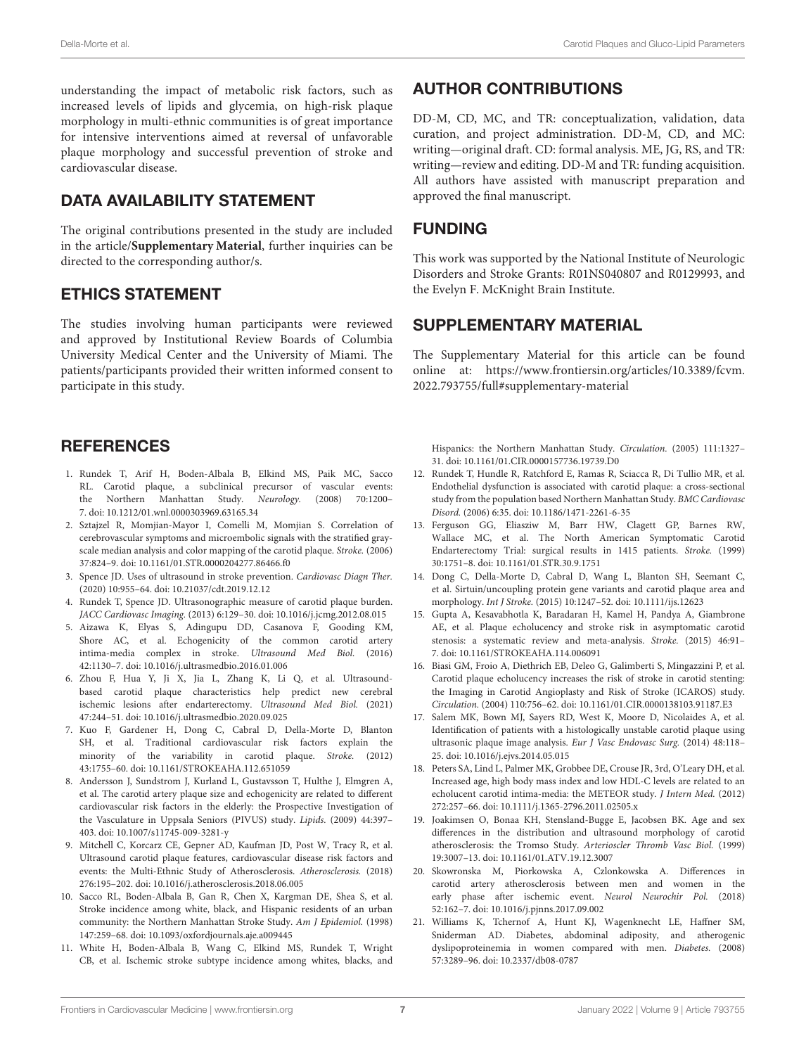understanding the impact of metabolic risk factors, such as increased levels of lipids and glycemia, on high-risk plaque morphology in multi-ethnic communities is of great importance for intensive interventions aimed at reversal of unfavorable plaque morphology and successful prevention of stroke and cardiovascular disease.

## DATA AVAILABILITY STATEMENT

The original contributions presented in the study are included in the article/**Supplementary Material**, further inquiries can be directed to the corresponding author/s.

## ETHICS STATEMENT

The studies involving human participants were reviewed and approved by Institutional Review Boards of Columbia University Medical Center and the University of Miami. The patients/participants provided their written informed consent to participate in this study.

## AUTHOR CONTRIBUTIONS

DD-M, CD, MC, and TR: conceptualization, validation, data curation, and project administration. DD-M, CD, and MC: writing—original draft. CD: formal analysis. ME, JG, RS, and TR: writing—review and editing. DD-M and TR: funding acquisition. All authors have assisted with manuscript preparation and approved the final manuscript.

## FUNDING

This work was supported by the National Institute of Neurologic Disorders and Stroke Grants: R01NS040807 and R0129993, and the Evelyn F. McKnight Brain Institute.

## SUPPLEMENTARY MATERIAL

The Supplementary Material for this article can be found online at: https://www.frontiersin.org/articles/10.3389/fcvm.2022.793755/full#supplementary-material

## REFERENCES

1. Rundek T, Arif H, Boden-Albala B, Elkind MS, Paik MC, Sacco RL. Carotid plaque, a subclinical precursor of vascular events: the Northern Manhattan Study. *Neurology.* (2008) 70:1200–7. doi: 10.1212/01.wnl.0000303969.63165.34
2. Sztajzel R, Momjian-Mayor I, Comelli M, Momjian S. Correlation of cerebrovascular symptoms and microembolic signals with the stratified gray-scale median analysis and color mapping of the carotid plaque. *Stroke.* (2006) 37:824–9. doi: 10.1161/01.STR.0000204277.86466.f0
3. Spence JD. Uses of ultrasound in stroke prevention. *Cardiovasc Diagn Ther.* (2020) 10:955–64. doi: 10.21037/cdt.2019.12.12
4. Rundek T, Spence JD. Ultrasonographic measure of carotid plaque burden. *JACC Cardiovasc Imaging.* (2013) 6:129–30. doi: 10.1016/j.jcmg.2012.08.015
5. Aizawa K, Elyas S, Adingupu DD, Casanova F, Gooding KM, Shore AC, et al. Echogenicity of the common carotid artery intima-media complex in stroke. *Ultrasound Med Biol.* (2016) 42:1130–7. doi: 10.1016/j.ultrasmedbio.2016.01.006
6. Zhou F, Hua Y, Ji X, Jia L, Zhang K, Li Q, et al. Ultrasound-based carotid plaque characteristics help predict new cerebral ischemic lesions after endarterectomy. *Ultrasound Med Biol.* (2021) 47:244–51. doi: 10.1016/j.ultrasmedbio.2020.09.025
7. Kuo F, Gardener H, Dong C, Cabral D, Della-Morte D, Blanton SH, et al. Traditional cardiovascular risk factors explain the minority of the variability in carotid plaque. *Stroke.* (2012) 43:1755–60. doi: 10.1161/STROKEAHA.112.651059
8. Andersson J, Sundstrom J, Kurland L, Gustavsson T, Hulthe J, Elmgren A, et al. The carotid artery plaque size and echogenicity are related to different cardiovascular risk factors in the elderly: the Prospective Investigation of the Vasculature in Uppsala Seniors (PIVUS) study. *Lipids.* (2009) 44:397–403. doi: 10.1007/s11745-009-3281-y
9. Mitchell C, Korcarz CE, Gepner AD, Kaufman JD, Post W, Tracy R, et al. Ultrasound carotid plaque features, cardiovascular disease risk factors and events: the Multi-Ethnic Study of Atherosclerosis. *Atherosclerosis.* (2018) 276:195–202. doi: 10.1016/j.atherosclerosis.2018.06.005
10. Sacco RL, Boden-Albala B, Gan R, Chen X, Kargman DE, Shea S, et al. Stroke incidence among white, black, and Hispanic residents of an urban community: the Northern Manhattan Stroke Study. *Am J Epidemiol.* (1998) 147:259–68. doi: 10.1093/oxfordjournals.aje.a009445
11. White H, Boden-Albala B, Wang C, Elkind MS, Rundek T, Wright CB, et al. Ischemic stroke subtype incidence among whites, blacks, and Hispanics: the Northern Manhattan Study. *Circulation.* (2005) 111:1327–31. doi: 10.1161/01.CIR.0000157736.19739.D0
12. Rundek T, Hundle R, Ratchford E, Ramas R, Sciacca R, Di Tullio MR, et al. Endothelial dysfunction is associated with carotid plaque: a cross-sectional study from the population based Northern Manhattan Study. *BMC Cardiovasc Disord.* (2006) 6:35. doi: 10.1186/1471-2261-6-35
13. Ferguson GG, Eliasziw M, Barr HW, Clagett GP, Barnes RW, Wallace MC, et al. The North American Symptomatic Carotid Endarterectomy Trial: surgical results in 1415 patients. *Stroke.* (1999) 30:1751–8. doi: 10.1161/01.STR.30.9.1751
14. Dong C, Della-Morte D, Cabral D, Wang L, Blanton SH, Seemant C, et al. Sirtuin/uncoupling protein gene variants and carotid plaque area and morphology. *Int J Stroke.* (2015) 10:1247–52. doi: 10.1111/ijs.12623
15. Gupta A, Kesavabhotla K, Baradaran H, Kamel H, Pandya A, Giambrone AE, et al. Plaque echolucency and stroke risk in asymptomatic carotid stenosis: a systematic review and meta-analysis. *Stroke.* (2015) 46:91–7. doi: 10.1161/STROKEAHA.114.006091
16. Biasi GM, Froio A, Diethrich EB, Deleo G, Galimberti S, Mingazzini P, et al. Carotid plaque echolucency increases the risk of stroke in carotid stenting: the Imaging in Carotid Angioplasty and Risk of Stroke (ICAROS) study. *Circulation.* (2004) 110:756–62. doi: 10.1161/01.CIR.0000138103.91187.E3
17. Salem MK, Bown MJ, Sayers RD, West K, Moore D, Nicolaides A, et al. Identification of patients with a histologically unstable carotid plaque using ultrasonic plaque image analysis. *Eur J Vasc Endovasc Surg.* (2014) 48:118–25. doi: 10.1016/j.ejvs.2014.05.015
18. Peters SA, Lind L, Palmer MK, Grobbee DE, Crouse JR, 3rd, O'Leary DH, et al. Increased age, high body mass index and low HDL-C levels are related to an echolucent carotid intima-media: the METEOR study. *J Intern Med.* (2012) 272:257–66. doi: 10.1111/j.1365-2796.2011.02505.x
19. Joakimsen O, Bonaa KH, Stensland-Bugge E, Jacobsen BK. Age and sex differences in the distribution and ultrasound morphology of carotid atherosclerosis: the Tromso Study. *Arterioscler Thromb Vasc Biol.* (1999) 19:3007–13. doi: 10.1161/01.ATV.19.12.3007
20. Skowronska M, Piorkowska A, Czlonkowska A. Differences in carotid artery atherosclerosis between men and women in the early phase after ischemic event. *Neurol Neurochir Pol.* (2018) 52:162–7. doi: 10.1016/j.pjnns.2017.09.002
21. Williams K, Tchernof A, Hunt KJ, Wagenknecht LE, Haffner SM, Sniderman AD. Diabetes, abdominal adiposity, and atherogenic dyslipoproteinemia in women compared with men. *Diabetes.* (2008) 57:3289–96. doi: 10.2337/db08-0787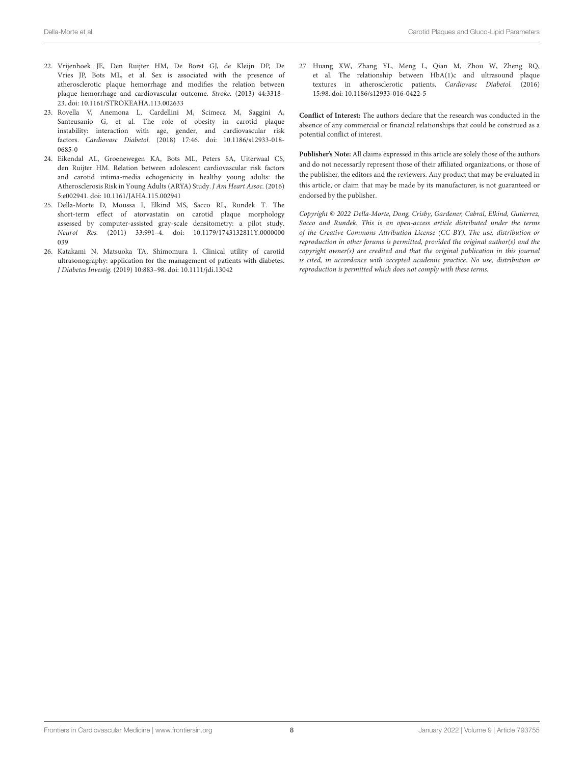22. Vrijenhoek JE, Den Ruijter HM, De Borst GJ, de Kleijn DP, De Vries JP, Bots ML, et al. Sex is associated with the presence of atherosclerotic plaque hemorrhage and modifies the relation between plaque hemorrhage and cardiovascular outcome. *Stroke.* (2013) 44:3318–23. doi: 10.1161/STROKEAHA.113.002633
23. Rovella V, Anemona L, Cardellini M, Scimeca M, Saggini A, Santeusanio G, et al. The role of obesity in carotid plaque instability: interaction with age, gender, and cardiovascular risk factors. *Cardiovasc Diabetol.* (2018) 17:46. doi: 10.1186/s12933-018-0685-0
24. Eikendal AL, Groenewegen KA, Bots ML, Peters SA, Uiterwaal CS, den Ruijter HM. Relation between adolescent cardiovascular risk factors and carotid intima-media echogenicity in healthy young adults: the Atherosclerosis Risk in Young Adults (ARYA) Study. *J Am Heart Assoc.* (2016) 5:e002941. doi: 10.1161/JAHA.115.002941
25. Della-Morte D, Moussa I, Elkind MS, Sacco RL, Rundek T. The short-term effect of atorvastatin on carotid plaque morphology assessed by computer-assisted gray-scale densitometry: a pilot study. *Neurol Res.* (2011) 33:991–4. doi: 10.1179/1743132811Y.0000000039
26. Katakami N, Matsuoka TA, Shimomura I. Clinical utility of carotid ultrasonography: application for the management of patients with diabetes. *J Diabetes Investig.* (2019) 10:883–98. doi: 10.1111/jdi.13042
27. Huang XW, Zhang YL, Meng L, Qian M, Zhou W, Zheng RQ, et al. The relationship between HbA(1)c and ultrasound plaque textures in atherosclerotic patients. *Cardiovasc Diabetol.* (2016) 15:98. doi: 10.1186/s12933-016-0422-5

**Conflict of Interest:** The authors declare that the research was conducted in the absence of any commercial or financial relationships that could be construed as a potential conflict of interest.

**Publisher's Note:** All claims expressed in this article are solely those of the authors and do not necessarily represent those of their affiliated organizations, or those of the publisher, the editors and the reviewers. Any product that may be evaluated in this article, or claim that may be made by its manufacturer, is not guaranteed or endorsed by the publisher.

*Copyright © 2022 Della-Morte, Dong, Crisby, Gardener, Cabral, Elkind, Gutierrez, Sacco and Rundek. This is an open-access article distributed under the terms of the Creative Commons Attribution License (CC BY). The use, distribution or reproduction in other forums is permitted, provided the original author(s) and the copyright owner(s) are credited and that the original publication in this journal is cited, in accordance with accepted academic practice. No use, distribution or reproduction is permitted which does not comply with these terms.*